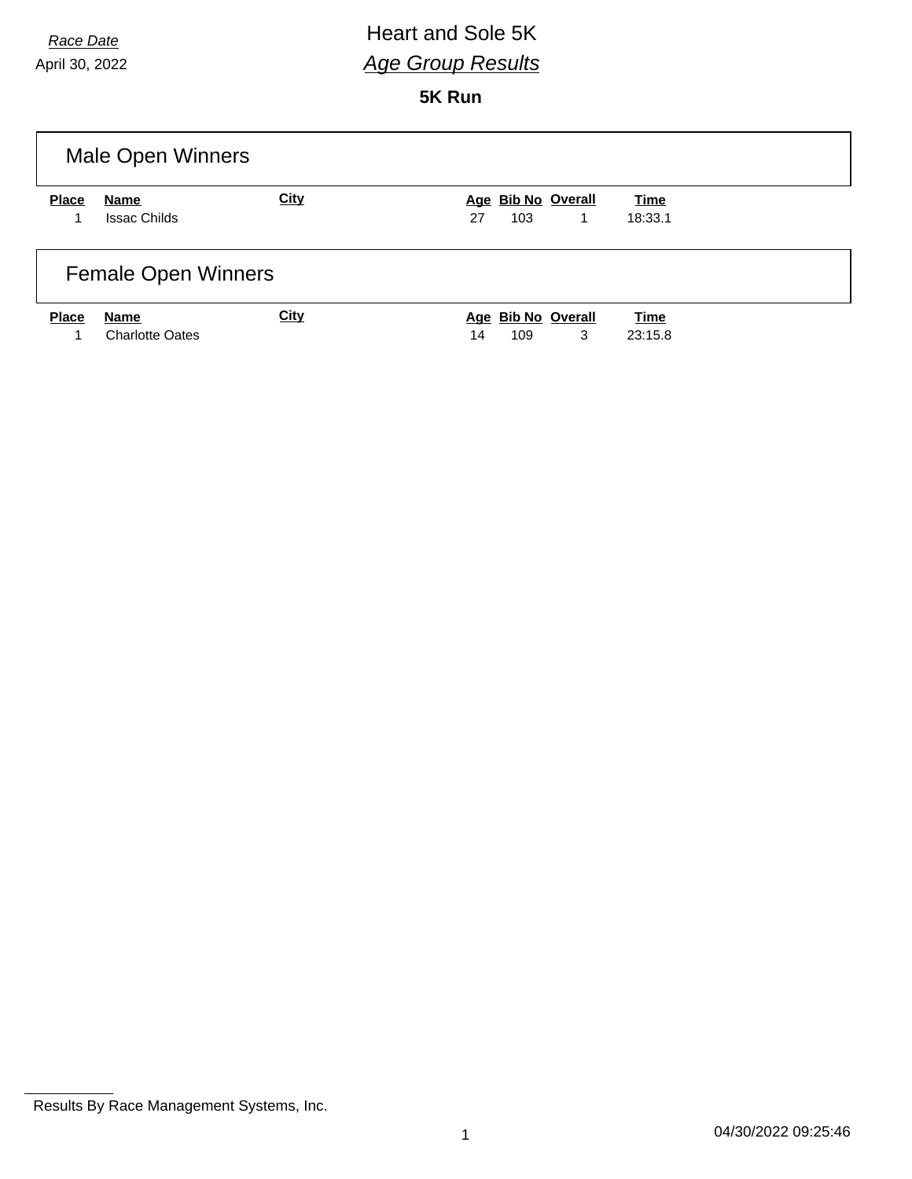*Race Date*

April 30, 2022

# Heart and Sole 5K

## *Age Group Results*

### 5K Run

## Male Open Winners

| Place | Name | City | Age | Bib No | Overall | Time |
|---|---|---|---|---|---|---|
| 1 | Issac Childs | | 27 | 103 | 1 | 18:33.1 |

## Female Open Winners

| Place | Name | City | Age | Bib No | Overall | Time |
|---|---|---|---|---|---|---|
| 1 | Charlotte Oates | | 14 | 109 | 3 | 23:15.8 |

Results By Race Management Systems, Inc.

04/30/2022 09:25:46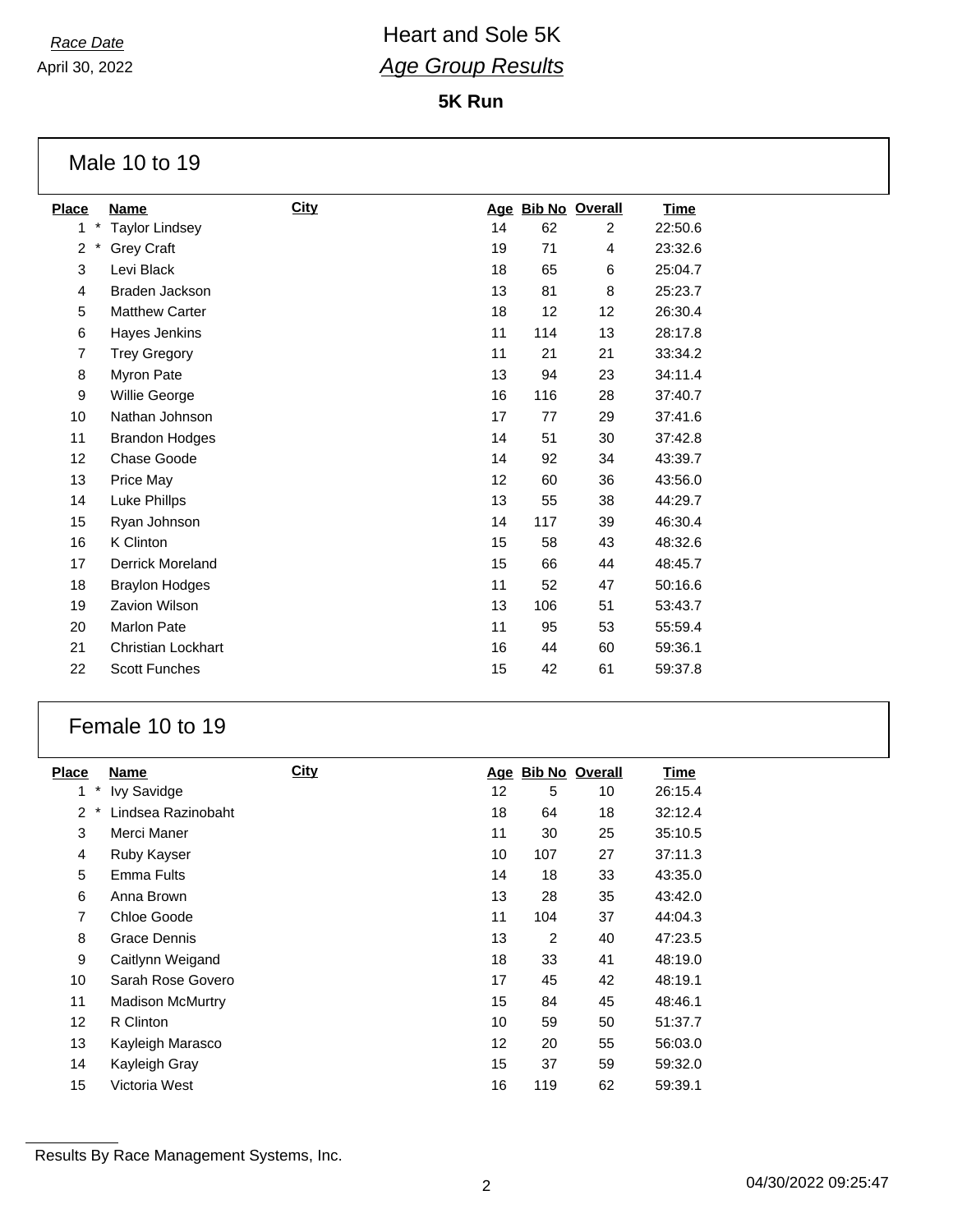*Race Date*

April 30, 2022

# Heart and Sole 5K

## *Age Group Results*

**5K Run**

### Male 10 to 19

| Place | Name | City | Age | Bib No | Overall | Time |
|---|---|---|---|---|---|---|
| 1 * | Taylor Lindsey | | 14 | 62 | 2 | 22:50.6 |
| 2 * | Grey Craft | | 19 | 71 | 4 | 23:32.6 |
| 3 | Levi Black | | 18 | 65 | 6 | 25:04.7 |
| 4 | Braden Jackson | | 13 | 81 | 8 | 25:23.7 |
| 5 | Matthew Carter | | 18 | 12 | 12 | 26:30.4 |
| 6 | Hayes Jenkins | | 11 | 114 | 13 | 28:17.8 |
| 7 | Trey Gregory | | 11 | 21 | 21 | 33:34.2 |
| 8 | Myron Pate | | 13 | 94 | 23 | 34:11.4 |
| 9 | Willie George | | 16 | 116 | 28 | 37:40.7 |
| 10 | Nathan Johnson | | 17 | 77 | 29 | 37:41.6 |
| 11 | Brandon Hodges | | 14 | 51 | 30 | 37:42.8 |
| 12 | Chase Goode | | 14 | 92 | 34 | 43:39.7 |
| 13 | Price May | | 12 | 60 | 36 | 43:56.0 |
| 14 | Luke Phillps | | 13 | 55 | 38 | 44:29.7 |
| 15 | Ryan Johnson | | 14 | 117 | 39 | 46:30.4 |
| 16 | K Clinton | | 15 | 58 | 43 | 48:32.6 |
| 17 | Derrick Moreland | | 15 | 66 | 44 | 48:45.7 |
| 18 | Braylon Hodges | | 11 | 52 | 47 | 50:16.6 |
| 19 | Zavion Wilson | | 13 | 106 | 51 | 53:43.7 |
| 20 | Marlon Pate | | 11 | 95 | 53 | 55:59.4 |
| 21 | Christian Lockhart | | 16 | 44 | 60 | 59:36.1 |
| 22 | Scott Funches | | 15 | 42 | 61 | 59:37.8 |

### Female 10 to 19

| Place | Name | City | Age | Bib No | Overall | Time |
|---|---|---|---|---|---|---|
| 1 * | Ivy Savidge | | 12 | 5 | 10 | 26:15.4 |
| 2 * | Lindsea Razinobaht | | 18 | 64 | 18 | 32:12.4 |
| 3 | Merci Maner | | 11 | 30 | 25 | 35:10.5 |
| 4 | Ruby Kayser | | 10 | 107 | 27 | 37:11.3 |
| 5 | Emma Fults | | 14 | 18 | 33 | 43:35.0 |
| 6 | Anna Brown | | 13 | 28 | 35 | 43:42.0 |
| 7 | Chloe Goode | | 11 | 104 | 37 | 44:04.3 |
| 8 | Grace Dennis | | 13 | 2 | 40 | 47:23.5 |
| 9 | Caitlynn Weigand | | 18 | 33 | 41 | 48:19.0 |
| 10 | Sarah Rose Govero | | 17 | 45 | 42 | 48:19.1 |
| 11 | Madison McMurtry | | 15 | 84 | 45 | 48:46.1 |
| 12 | R Clinton | | 10 | 59 | 50 | 51:37.7 |
| 13 | Kayleigh Marasco | | 12 | 20 | 55 | 56:03.0 |
| 14 | Kayleigh Gray | | 15 | 37 | 59 | 59:32.0 |
| 15 | Victoria West | | 16 | 119 | 62 | 59:39.1 |

Results By Race Management Systems, Inc.

04/30/2022 09:25:47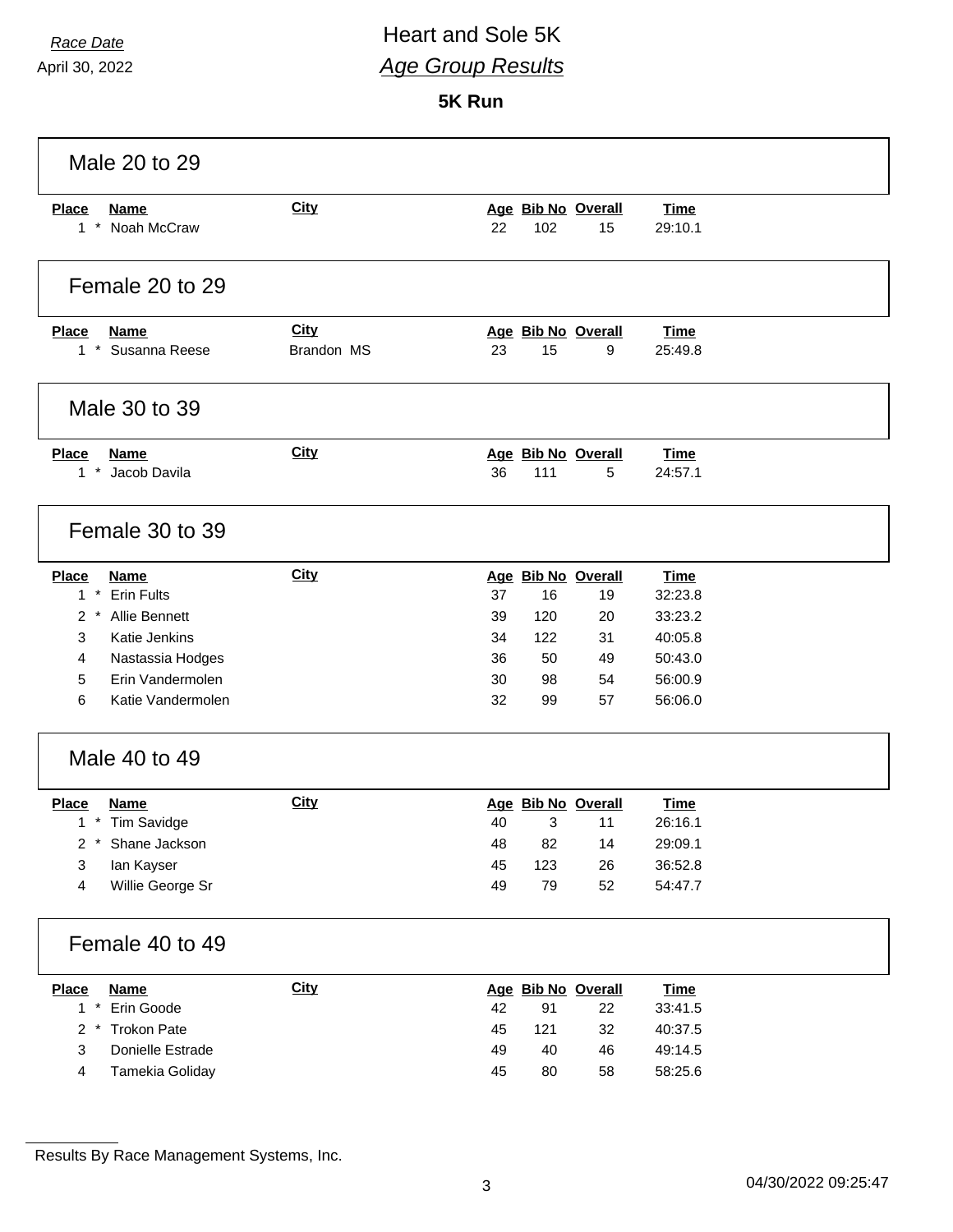Race Date
April 30, 2022

# Heart and Sole 5K
## *Age Group Results*

**5K Run**

### Male 20 to 29

| Place | Name | City | Age | Bib No | Overall | Time |
|---|---|---|---|---|---|---|
| 1 * | Noah McCraw | | 22 | 102 | 15 | 29:10.1 |

### Female 20 to 29

| Place | Name | City | Age | Bib No | Overall | Time |
|---|---|---|---|---|---|---|
| 1 * | Susanna Reese | Brandon MS | 23 | 15 | 9 | 25:49.8 |

### Male 30 to 39

| Place | Name | City | Age | Bib No | Overall | Time |
|---|---|---|---|---|---|---|
| 1 * | Jacob Davila | | 36 | 111 | 5 | 24:57.1 |

### Female 30 to 39

| Place | Name | City | Age | Bib No | Overall | Time |
|---|---|---|---|---|---|---|
| 1 * | Erin Fults | | 37 | 16 | 19 | 32:23.8 |
| 2 * | Allie Bennett | | 39 | 120 | 20 | 33:23.2 |
| 3 | Katie Jenkins | | 34 | 122 | 31 | 40:05.8 |
| 4 | Nastassia Hodges | | 36 | 50 | 49 | 50:43.0 |
| 5 | Erin Vandermolen | | 30 | 98 | 54 | 56:00.9 |
| 6 | Katie Vandermolen | | 32 | 99 | 57 | 56:06.0 |

### Male 40 to 49

| Place | Name | City | Age | Bib No | Overall | Time |
|---|---|---|---|---|---|---|
| 1 * | Tim Savidge | | 40 | 3 | 11 | 26:16.1 |
| 2 * | Shane Jackson | | 48 | 82 | 14 | 29:09.1 |
| 3 | Ian Kayser | | 45 | 123 | 26 | 36:52.8 |
| 4 | Willie George Sr | | 49 | 79 | 52 | 54:47.7 |

### Female 40 to 49

| Place | Name | City | Age | Bib No | Overall | Time |
|---|---|---|---|---|---|---|
| 1 * | Erin Goode | | 42 | 91 | 22 | 33:41.5 |
| 2 * | Trokon Pate | | 45 | 121 | 32 | 40:37.5 |
| 3 | Donielle Estrade | | 49 | 40 | 46 | 49:14.5 |
| 4 | Tamekia Goliday | | 45 | 80 | 58 | 58:25.6 |

Results By Race Management Systems, Inc.

04/30/2022 09:25:47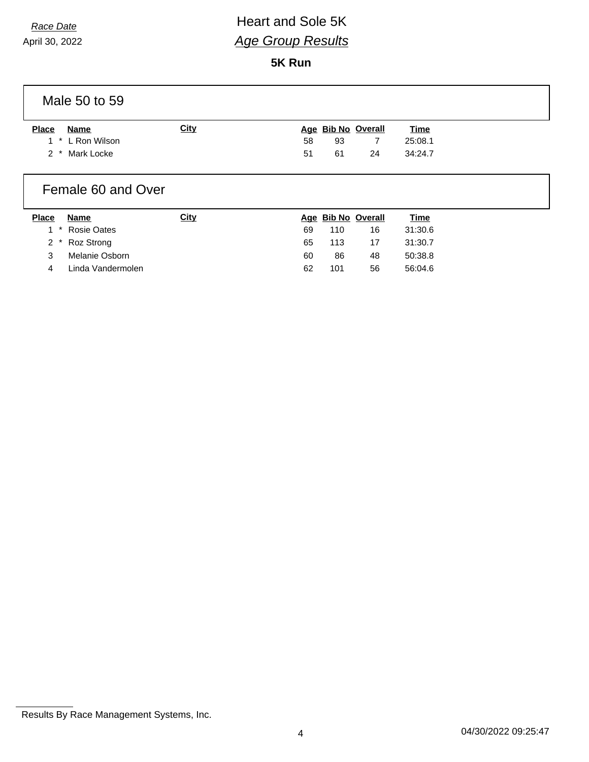*Race Date*

April 30, 2022

# Heart and Sole 5K

## *Age Group Results*

### 5K Run

## Male 50 to 59

| Place | | Name | City | Age | Bib No | Overall | Time |
|---|---|---|---|---|---|---|---|
| 1 | * | L Ron Wilson | | 58 | 93 | 7 | 25:08.1 |
| 2 | * | Mark Locke | | 51 | 61 | 24 | 34:24.7 |

## Female 60 and Over

| Place | | Name | City | Age | Bib No | Overall | Time |
|---|---|---|---|---|---|---|---|
| 1 | * | Rosie Oates | | 69 | 110 | 16 | 31:30.6 |
| 2 | * | Roz Strong | | 65 | 113 | 17 | 31:30.7 |
| 3 | | Melanie Osborn | | 60 | 86 | 48 | 50:38.8 |
| 4 | | Linda Vandermolen | | 62 | 101 | 56 | 56:04.6 |

Results By Race Management Systems, Inc.

04/30/2022 09:25:47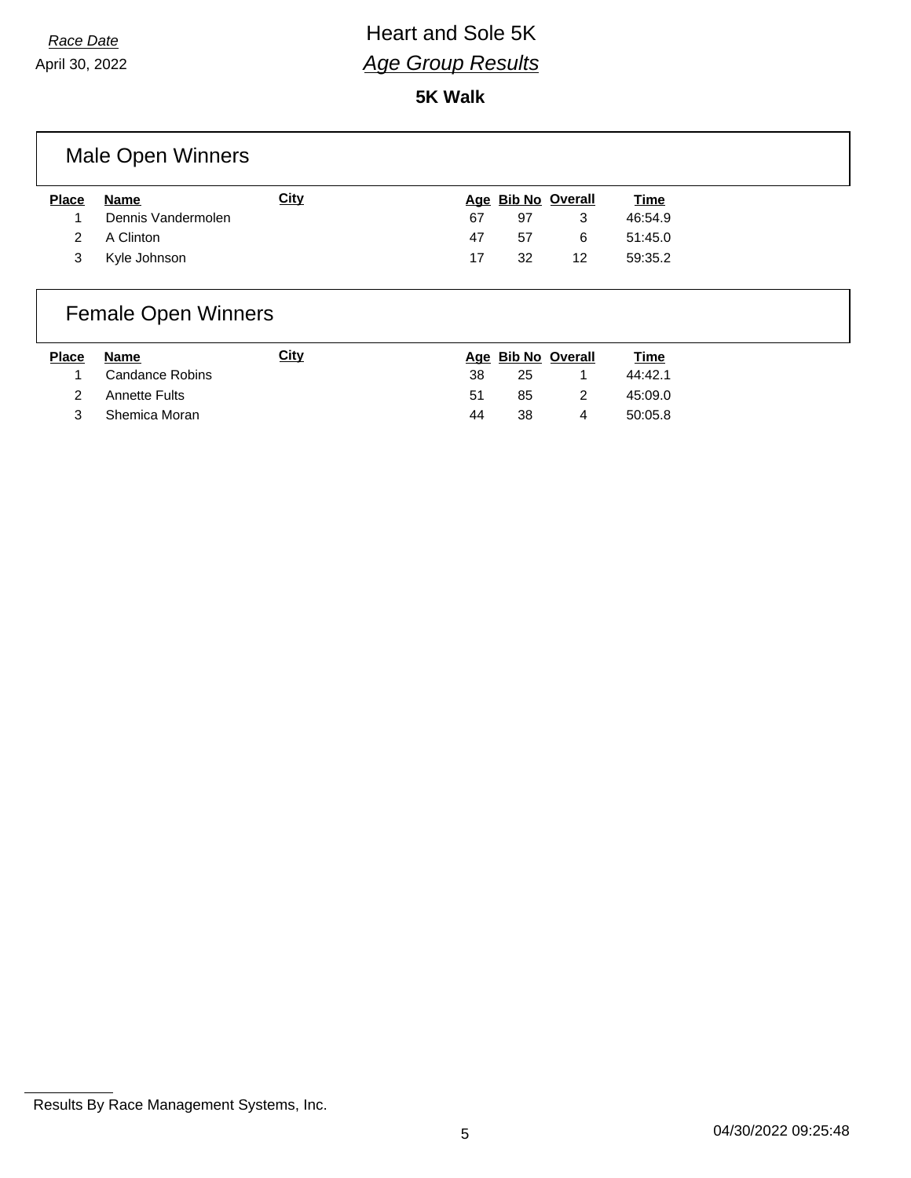*Race Date*

April 30, 2022

# Heart and Sole 5K

## *Age Group Results*

**5K Walk**

### Male Open Winners

| Place | Name | City | Age | Bib No | Overall | Time |
|---|---|---|---|---|---|---|
| 1 | Dennis Vandermolen | | 67 | 97 | 3 | 46:54.9 |
| 2 | A Clinton | | 47 | 57 | 6 | 51:45.0 |
| 3 | Kyle Johnson | | 17 | 32 | 12 | 59:35.2 |

### Female Open Winners

| Place | Name | City | Age | Bib No | Overall | Time |
|---|---|---|---|---|---|---|
| 1 | Candance Robins | | 38 | 25 | 1 | 44:42.1 |
| 2 | Annette Fults | | 51 | 85 | 2 | 45:09.0 |
| 3 | Shemica Moran | | 44 | 38 | 4 | 50:05.8 |

Results By Race Management Systems, Inc.

04/30/2022 09:25:48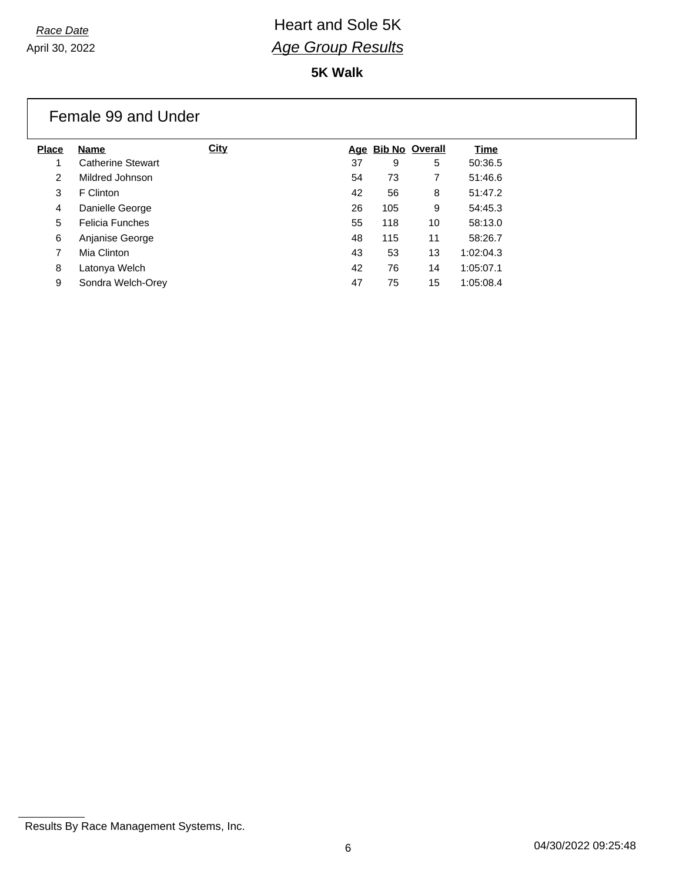*Race Date*

April 30, 2022

# Heart and Sole 5K

## *Age Group Results*

**5K Walk**

### Female 99 and Under

| Place | Name | City | Age | Bib No | Overall | Time |
|---|---|---|---|---|---|---|
| 1 | Catherine Stewart | | 37 | 9 | 5 | 50:36.5 |
| 2 | Mildred Johnson | | 54 | 73 | 7 | 51:46.6 |
| 3 | F Clinton | | 42 | 56 | 8 | 51:47.2 |
| 4 | Danielle George | | 26 | 105 | 9 | 54:45.3 |
| 5 | Felicia Funches | | 55 | 118 | 10 | 58:13.0 |
| 6 | Anjanise George | | 48 | 115 | 11 | 58:26.7 |
| 7 | Mia Clinton | | 43 | 53 | 13 | 1:02:04.3 |
| 8 | Latonya Welch | | 42 | 76 | 14 | 1:05:07.1 |
| 9 | Sondra Welch-Orey | | 47 | 75 | 15 | 1:05:08.4 |

Results By Race Management Systems, Inc.

04/30/2022 09:25:48